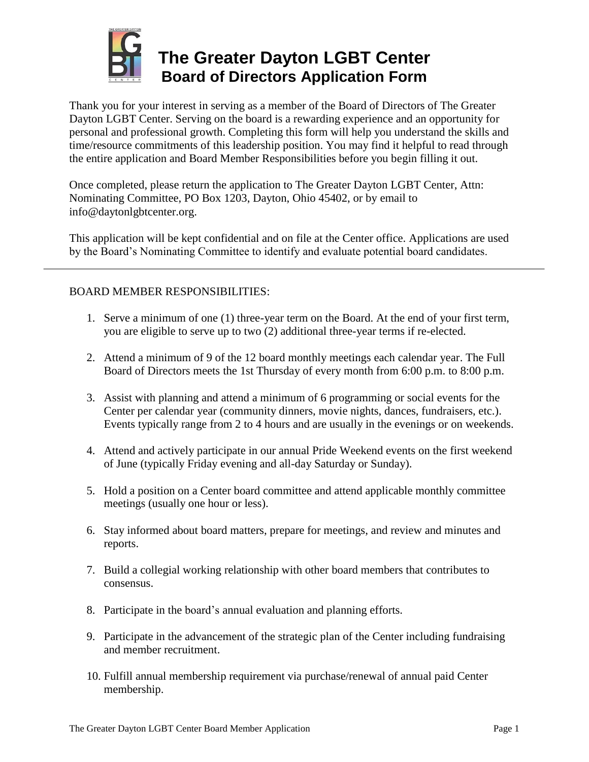# The Greater Dayton LGBT Center
## Board of Directors Application Form

Thank you for your interest in serving as a member of the Board of Directors of The Greater Dayton LGBT Center. Serving on the board is a rewarding experience and an opportunity for personal and professional growth. Completing this form will help you understand the skills and time/resource commitments of this leadership position. You may find it helpful to read through the entire application and Board Member Responsibilities before you begin filling it out.

Once completed, please return the application to The Greater Dayton LGBT Center, Attn: Nominating Committee, PO Box 1203, Dayton, Ohio 45402, or by email to info@daytonlgbtcenter.org.

This application will be kept confidential and on file at the Center office. Applications are used by the Board's Nominating Committee to identify and evaluate potential board candidates.

---

BOARD MEMBER RESPONSIBILITIES:

1. Serve a minimum of one (1) three-year term on the Board. At the end of your first term, you are eligible to serve up to two (2) additional three-year terms if re-elected.

2. Attend a minimum of 9 of the 12 board monthly meetings each calendar year. The Full Board of Directors meets the 1st Thursday of every month from 6:00 p.m. to 8:00 p.m.

3. Assist with planning and attend a minimum of 6 programming or social events for the Center per calendar year (community dinners, movie nights, dances, fundraisers, etc.). Events typically range from 2 to 4 hours and are usually in the evenings or on weekends.

4. Attend and actively participate in our annual Pride Weekend events on the first weekend of June (typically Friday evening and all-day Saturday or Sunday).

5. Hold a position on a Center board committee and attend applicable monthly committee meetings (usually one hour or less).

6. Stay informed about board matters, prepare for meetings, and review and minutes and reports.

7. Build a collegial working relationship with other board members that contributes to consensus.

8. Participate in the board's annual evaluation and planning efforts.

9. Participate in the advancement of the strategic plan of the Center including fundraising and member recruitment.

10. Fulfill annual membership requirement via purchase/renewal of annual paid Center membership.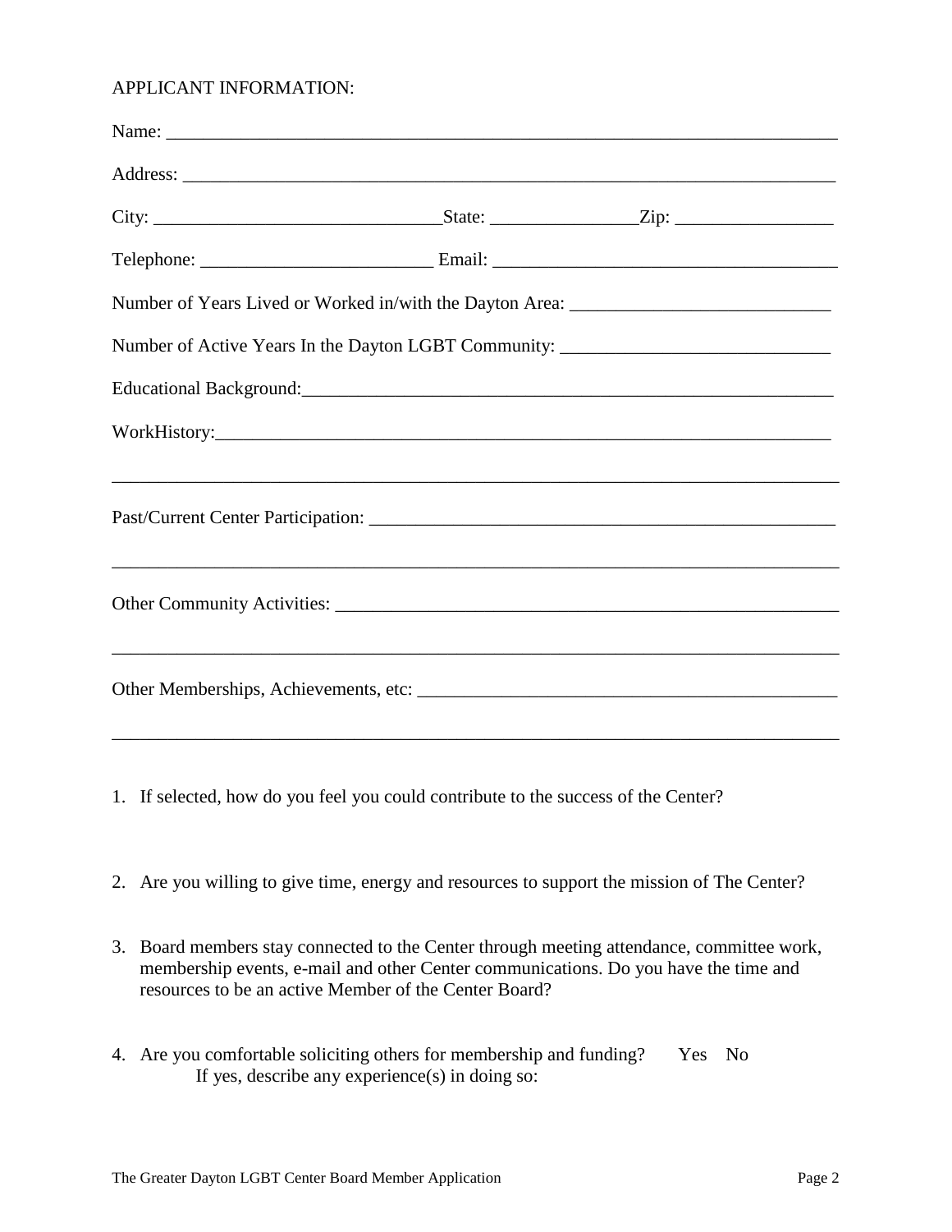APPLICANT INFORMATION:

Name: ___________________________________________________________________________

Address: _________________________________________________________________________

City: ______________________________State: _______________Zip: ________________

Telephone: ________________________ Email: ____________________________________

Number of Years Lived or Worked in/with the Dayton Area: ___________________________

Number of Active Years In the Dayton LGBT Community: _____________________________

Educational Background:_________________________________________________________

WorkHistory:_______________________________________________________________

___________________________________________________________________________

Past/Current Center Participation: _____________________________________________

___________________________________________________________________________

Other Community Activities: __________________________________________________

___________________________________________________________________________

Other Memberships, Achievements, etc: _________________________________________

___________________________________________________________________________

1. If selected, how do you feel you could contribute to the success of the Center?

2. Are you willing to give time, energy and resources to support the mission of The Center?

3. Board members stay connected to the Center through meeting attendance, committee work, membership events, e-mail and other Center communications. Do you have the time and resources to be an active Member of the Center Board?

4. Are you comfortable soliciting others for membership and funding? Yes No
   If yes, describe any experience(s) in doing so: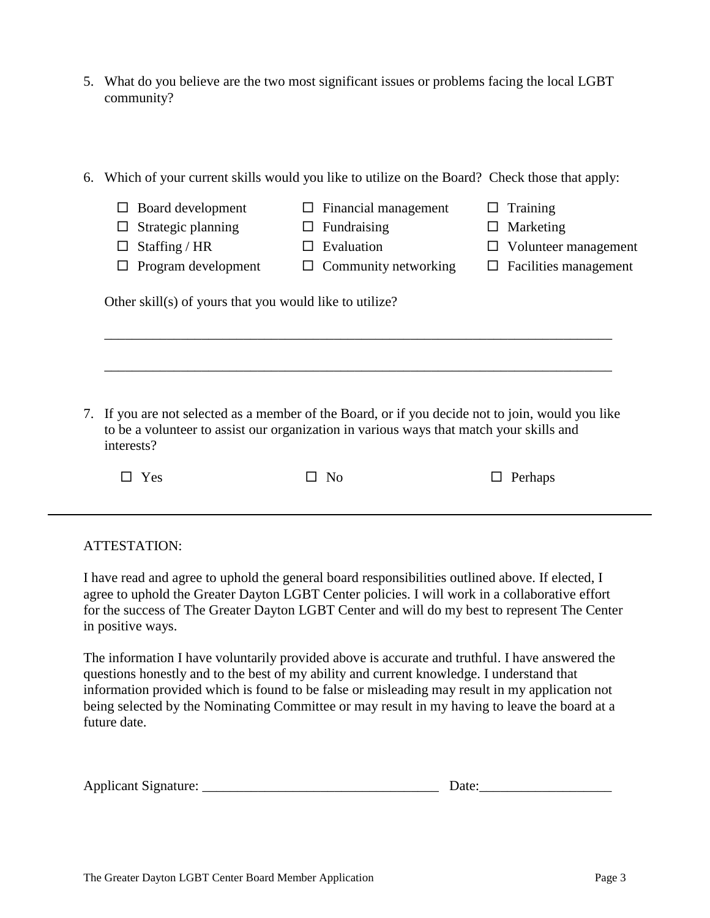5. What do you believe are the two most significant issues or problems facing the local LGBT community?

6. Which of your current skills would you like to utilize on the Board? Check those that apply:

| | | |
|---|---|---|
| ☐ Board development | ☐ Financial management | ☐ Training |
| ☐ Strategic planning | ☐ Fundraising | ☐ Marketing |
| ☐ Staffing / HR | ☐ Evaluation | ☐ Volunteer management |
| ☐ Program development | ☐ Community networking | ☐ Facilities management |

Other skill(s) of yours that you would like to utilize?

___________________________________________________________________________

___________________________________________________________________________

7. If you are not selected as a member of the Board, or if you decide not to join, would you like to be a volunteer to assist our organization in various ways that match your skills and interests?

☐ Yes ☐ No ☐ Perhaps

---

ATTESTATION:

I have read and agree to uphold the general board responsibilities outlined above. If elected, I agree to uphold the Greater Dayton LGBT Center policies. I will work in a collaborative effort for the success of The Greater Dayton LGBT Center and will do my best to represent The Center in positive ways.

The information I have voluntarily provided above is accurate and truthful. I have answered the questions honestly and to the best of my ability and current knowledge. I understand that information provided which is found to be false or misleading may result in my application not being selected by the Nominating Committee or may result in my having to leave the board at a future date.

Applicant Signature: __________________________________ Date:___________________